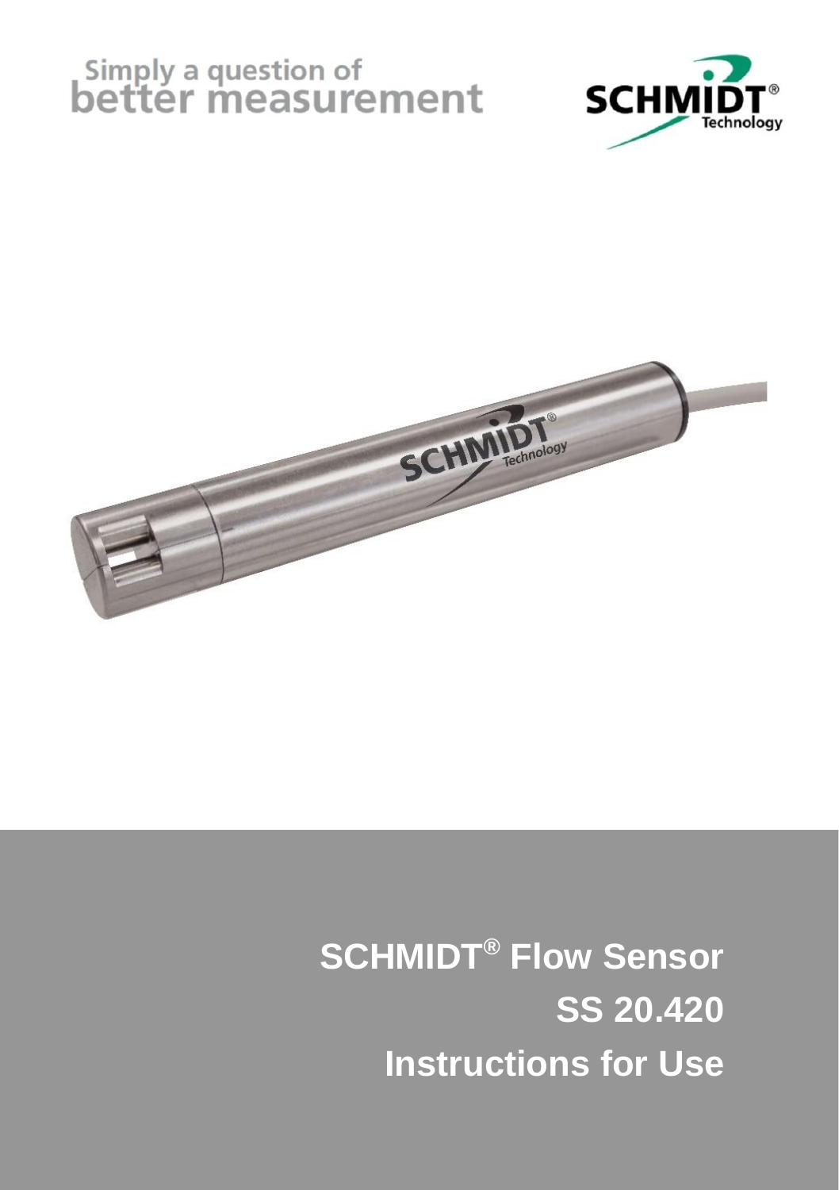Simply a question of
better measurement

SCHMIDT® Technology

# SCHMIDT® Flow Sensor
# SS 20.420
# Instructions for Use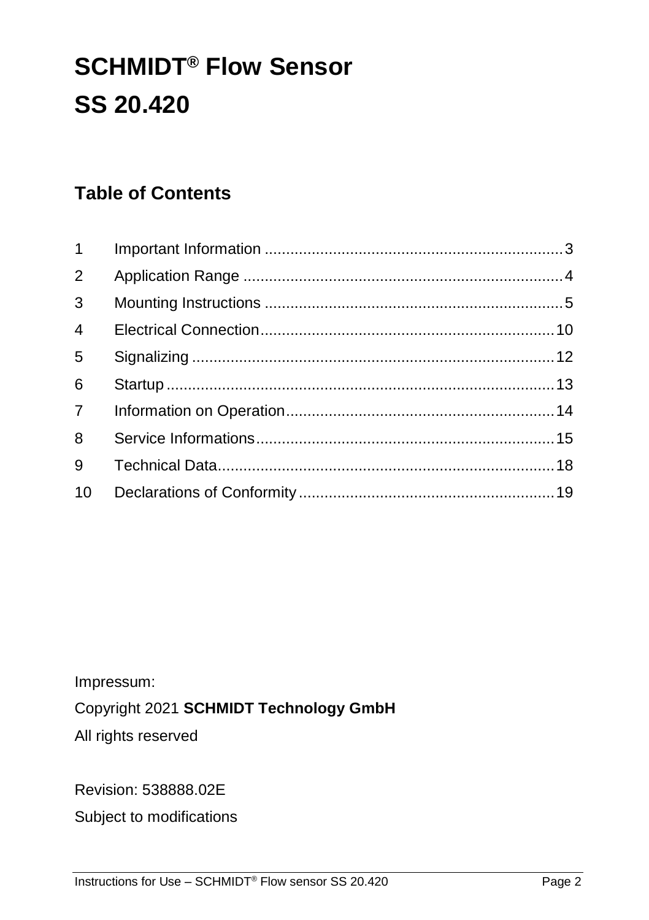# SCHMIDT® Flow Sensor SS 20.420

## Table of Contents

| | | |
|---|---|---|
| 1 | Important Information | 3 |
| 2 | Application Range | 4 |
| 3 | Mounting Instructions | 5 |
| 4 | Electrical Connection | 10 |
| 5 | Signalizing | 12 |
| 6 | Startup | 13 |
| 7 | Information on Operation | 14 |
| 8 | Service Informations | 15 |
| 9 | Technical Data | 18 |
| 10 | Declarations of Conformity | 19 |

Impressum:

Copyright 2021 **SCHMIDT Technology GmbH**

All rights reserved

Revision: 538888.02E

Subject to modifications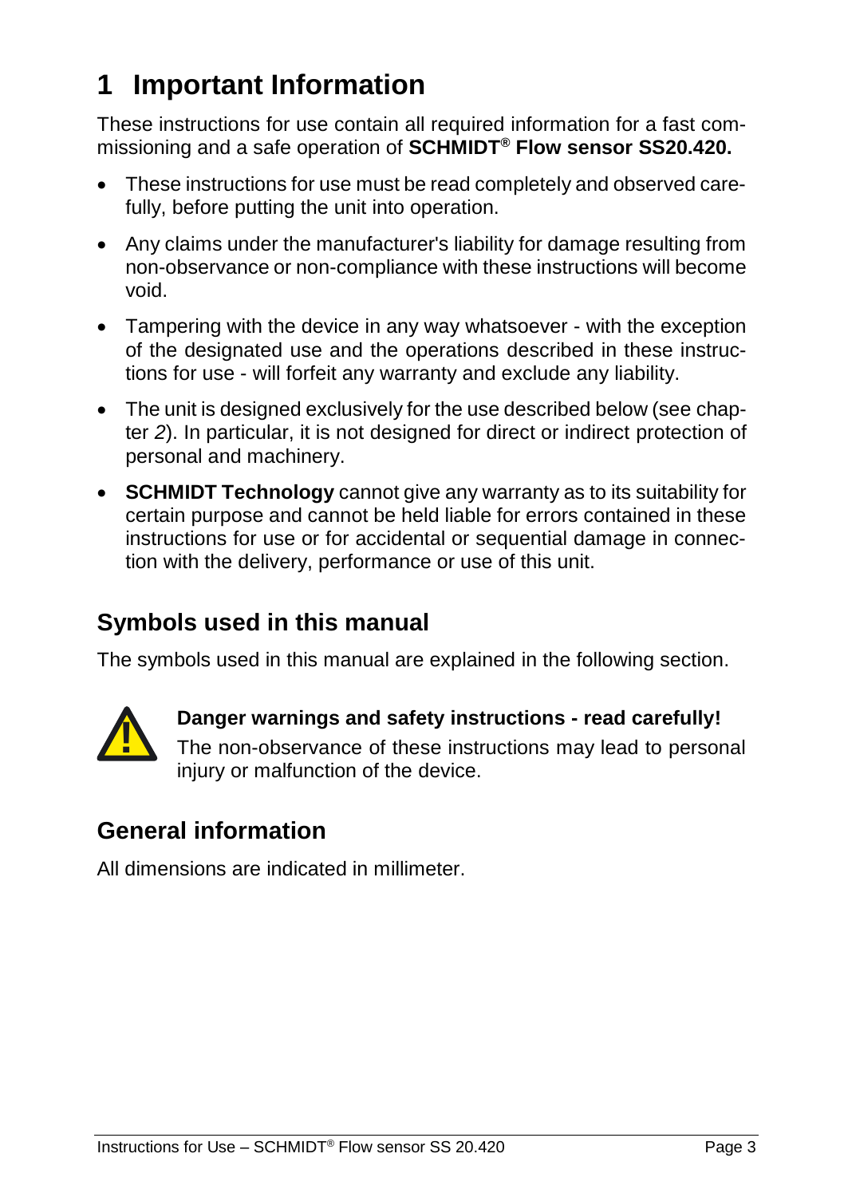# 1 Important Information

These instructions for use contain all required information for a fast commissioning and a safe operation of **SCHMIDT® Flow sensor SS20.420.**

- These instructions for use must be read completely and observed carefully, before putting the unit into operation.
- Any claims under the manufacturer's liability for damage resulting from non-observance or non-compliance with these instructions will become void.
- Tampering with the device in any way whatsoever - with the exception of the designated use and the operations described in these instructions for use - will forfeit any warranty and exclude any liability.
- The unit is designed exclusively for the use described below (see chapter *2*). In particular, it is not designed for direct or indirect protection of personal and machinery.
- **SCHMIDT Technology** cannot give any warranty as to its suitability for certain purpose and cannot be held liable for errors contained in these instructions for use or for accidental or sequential damage in connection with the delivery, performance or use of this unit.

## Symbols used in this manual

The symbols used in this manual are explained in the following section.

**Danger warnings and safety instructions - read carefully!**

The non-observance of these instructions may lead to personal injury or malfunction of the device.

## General information

All dimensions are indicated in millimeter.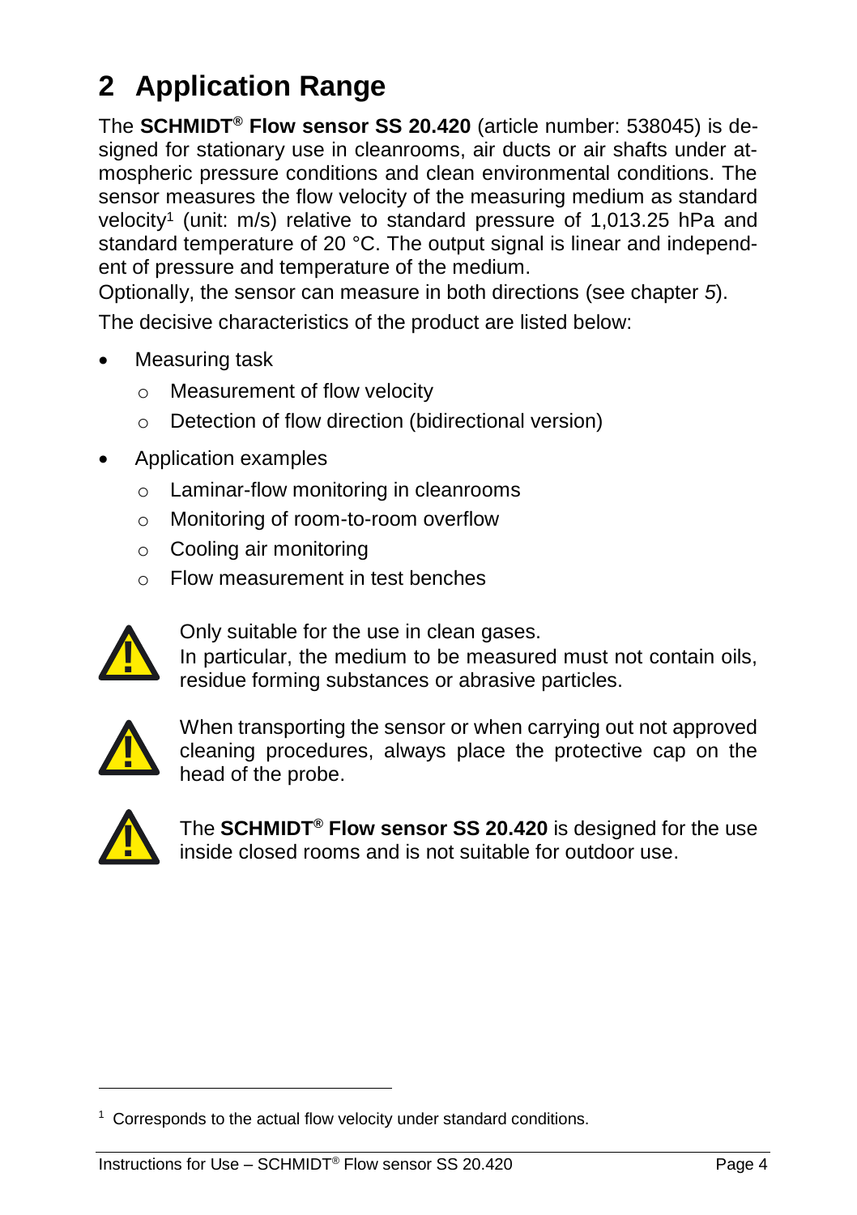# 2 Application Range

The **SCHMIDT® Flow sensor SS 20.420** (article number: 538045) is designed for stationary use in cleanrooms, air ducts or air shafts under atmospheric pressure conditions and clean environmental conditions. The sensor measures the flow velocity of the measuring medium as standard velocity[1] (unit: m/s) relative to standard pressure of 1,013.25 hPa and standard temperature of 20 °C. The output signal is linear and independent of pressure and temperature of the medium.

Optionally, the sensor can measure in both directions (see chapter *5*).

The decisive characteristics of the product are listed below:

- Measuring task
  - Measurement of flow velocity
  - Detection of flow direction (bidirectional version)
- Application examples
  - Laminar-flow monitoring in cleanrooms
  - Monitoring of room-to-room overflow
  - Cooling air monitoring
  - Flow measurement in test benches

⚠ Only suitable for the use in clean gases.
In particular, the medium to be measured must not contain oils, residue forming substances or abrasive particles.

⚠ When transporting the sensor or when carrying out not approved cleaning procedures, always place the protective cap on the head of the probe.

⚠ The **SCHMIDT® Flow sensor SS 20.420** is designed for the use inside closed rooms and is not suitable for outdoor use.

---

[1] Corresponds to the actual flow velocity under standard conditions.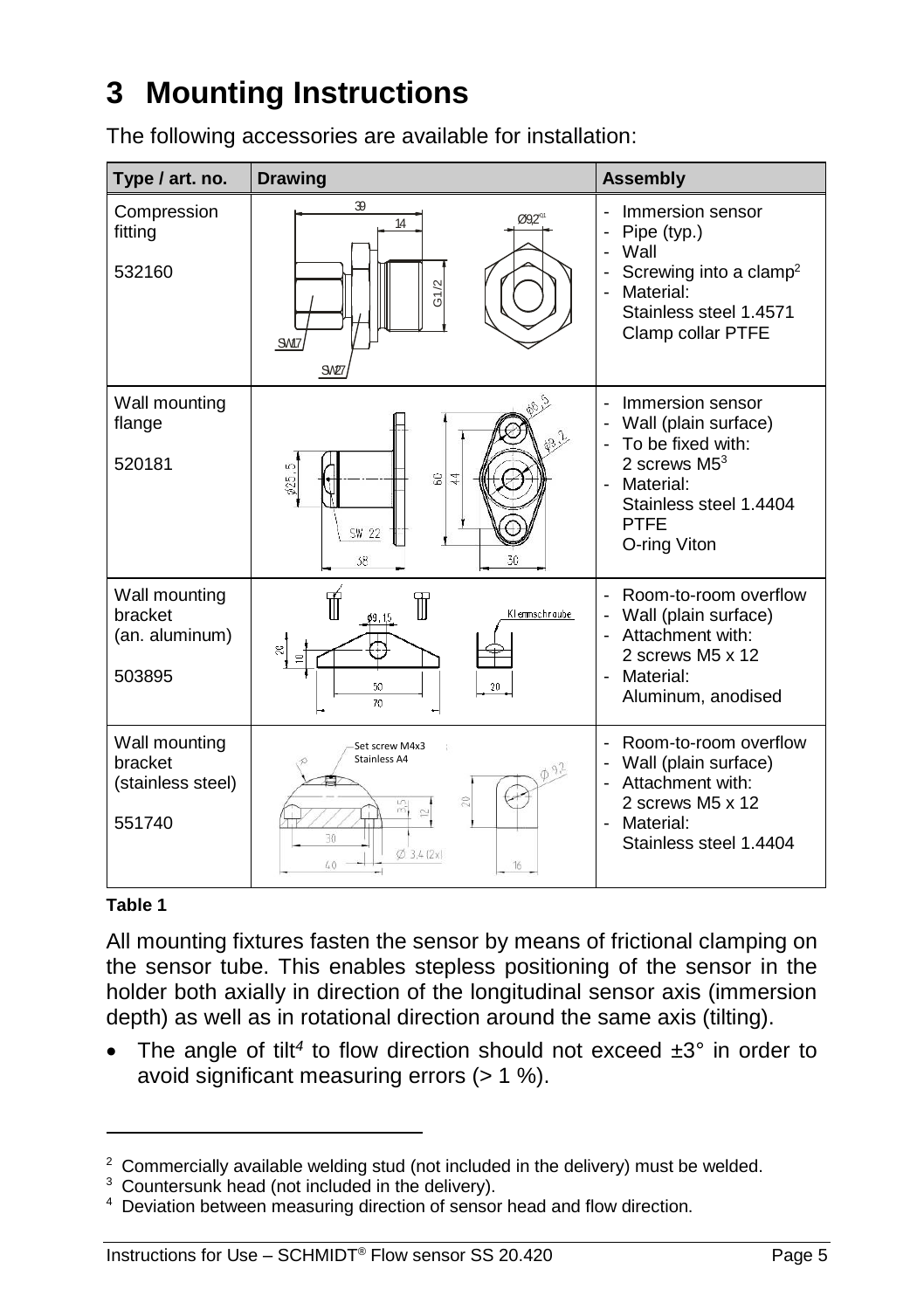# 3 Mounting Instructions

The following accessories are available for installation:

| Type / art. no. | Drawing | Assembly |
|---|---|---|
| Compression fitting<br><br>532160 | | - Immersion sensor<br>- Pipe (typ.)<br>- Wall<br>- Screwing into a clamp[2]<br>- Material:<br>Stainless steel 1.4571<br>Clamp collar PTFE |
| Wall mounting flange<br><br>520181 | | - Immersion sensor<br>- Wall (plain surface)<br>- To be fixed with:<br>2 screws M5[3]<br>- Material:<br>Stainless steel 1.4404<br>PTFE<br>O-ring Viton |
| Wall mounting bracket<br>(an. aluminum)<br><br>503895 | | - Room-to-room overflow<br>- Wall (plain surface)<br>- Attachment with:<br>2 screws M5 x 12<br>- Material:<br>Aluminum, anodised |
| Wall mounting bracket<br>(stainless steel)<br><br>551740 | | - Room-to-room overflow<br>- Wall (plain surface)<br>- Attachment with:<br>2 screws M5 x 12<br>- Material:<br>Stainless steel 1.4404 |

**Table 1**

All mounting fixtures fasten the sensor by means of frictional clamping on the sensor tube. This enables stepless positioning of the sensor in the holder both axially in direction of the longitudinal sensor axis (immersion depth) as well as in rotational direction around the same axis (tilting).

- The angle of tilt[4] to flow direction should not exceed ±3° in order to avoid significant measuring errors (> 1 %).

---

[2] Commercially available welding stud (not included in the delivery) must be welded.
[3] Countersunk head (not included in the delivery).
[4] Deviation between measuring direction of sensor head and flow direction.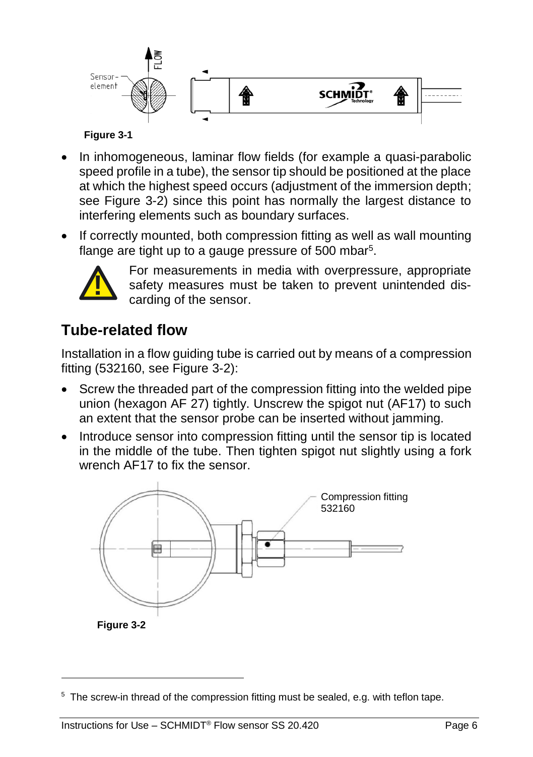Figure 3-1

- In inhomogeneous, laminar flow fields (for example a quasi-parabolic speed profile in a tube), the sensor tip should be positioned at the place at which the highest speed occurs (adjustment of the immersion depth; see Figure 3-2) since this point has normally the largest distance to interfering elements such as boundary surfaces.
- If correctly mounted, both compression fitting as well as wall mounting flange are tight up to a gauge pressure of 500 mbar[5].

For measurements in media with overpressure, appropriate safety measures must be taken to prevent unintended discarding of the sensor.

## Tube-related flow

Installation in a flow guiding tube is carried out by means of a compression fitting (532160, see Figure 3-2):

- Screw the threaded part of the compression fitting into the welded pipe union (hexagon AF 27) tightly. Unscrew the spigot nut (AF17) to such an extent that the sensor probe can be inserted without jamming.
- Introduce sensor into compression fitting until the sensor tip is located in the middle of the tube. Then tighten spigot nut slightly using a fork wrench AF17 to fix the sensor.

Compression fitting 532160

Figure 3-2

[5] The screw-in thread of the compression fitting must be sealed, e.g. with teflon tape.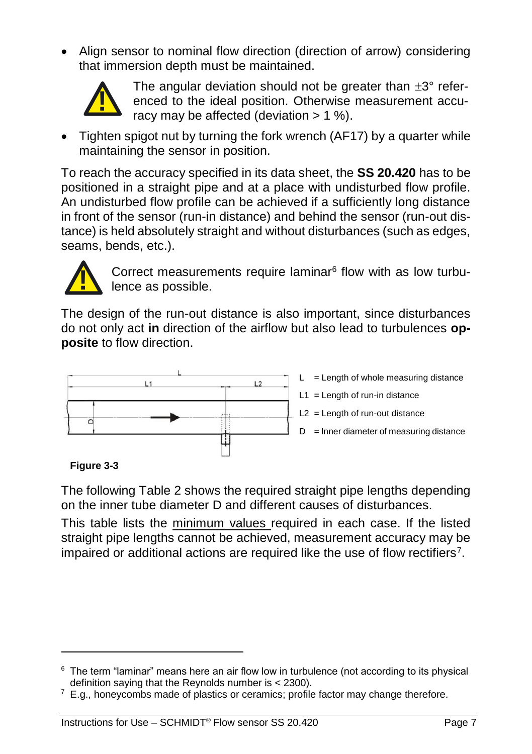- Align sensor to nominal flow direction (direction of arrow) considering that immersion depth must be maintained.

> ⚠ The angular deviation should not be greater than ±3° referenced to the ideal position. Otherwise measurement accuracy may be affected (deviation > 1 %).

- Tighten spigot nut by turning the fork wrench (AF17) by a quarter while maintaining the sensor in position.

To reach the accuracy specified in its data sheet, the **SS 20.420** has to be positioned in a straight pipe and at a place with undisturbed flow profile. An undisturbed flow profile can be achieved if a sufficiently long distance in front of the sensor (run-in distance) and behind the sensor (run-out distance) is held absolutely straight and without disturbances (such as edges, seams, bends, etc.).

> ⚠ Correct measurements require laminar[6] flow with as low turbulence as possible.

The design of the run-out distance is also important, since disturbances do not only act **in** direction of the airflow but also lead to turbulences **opposite** to flow direction.

L = Length of whole measuring distance

L1 = Length of run-in distance

L2 = Length of run-out distance

D = Inner diameter of measuring distance

**Figure 3-3**

The following Table 2 shows the required straight pipe lengths depending on the inner tube diameter D and different causes of disturbances.

This table lists the minimum values required in each case. If the listed straight pipe lengths cannot be achieved, measurement accuracy may be impaired or additional actions are required like the use of flow rectifiers[7].

---

[6] The term “laminar” means here an air flow low in turbulence (not according to its physical definition saying that the Reynolds number is < 2300).

[7] E.g., honeycombs made of plastics or ceramics; profile factor may change therefore.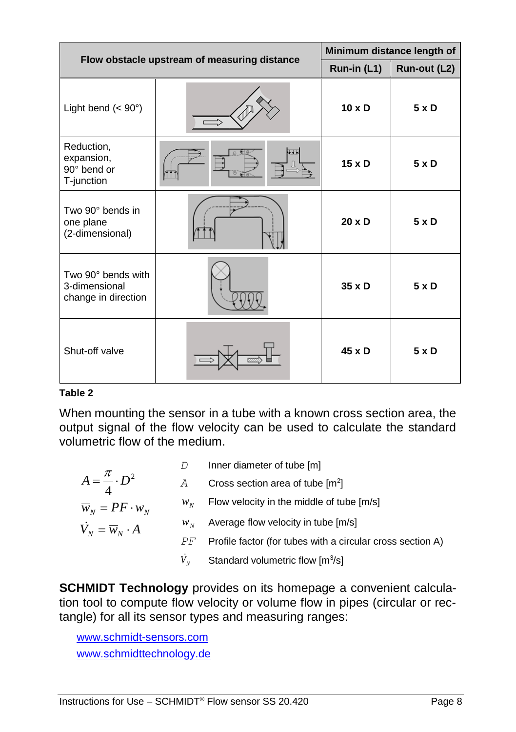| Flow obstacle upstream of measuring distance | | Minimum distance length of | |
|---|---|---|---|
| | | Run-in (L1) | Run-out (L2) |
| Light bend (< 90°) | | 10 x D | 5 x D |
| Reduction, expansion, 90° bend or T-junction | | 15 x D | 5 x D |
| Two 90° bends in one plane (2-dimensional) | | 20 x D | 5 x D |
| Two 90° bends with 3-dimensional change in direction | | 35 x D | 5 x D |
| Shut-off valve | | 45 x D | 5 x D |

**Table 2**

When mounting the sensor in a tube with a known cross section area, the output signal of the flow velocity can be used to calculate the standard volumetric flow of the medium.

$$A = \frac{\pi}{4} \cdot D^2$$

$$\overline{w}_N = PF \cdot w_N$$

$$\dot{V}_N = \overline{w}_N \cdot A$$

| | |
|---|---|
| $D$ | Inner diameter of tube [m] |
| $A$ | Cross section area of tube [m²] |
| $w_N$ | Flow velocity in the middle of tube [m/s] |
| $\overline{w}_N$ | Average flow velocity in tube [m/s] |
| $PF$ | Profile factor (for tubes with a circular cross section A) |
| $\dot{V}_N$ | Standard volumetric flow [m³/s] |

**SCHMIDT Technology** provides on its homepage a convenient calculation tool to compute flow velocity or volume flow in pipes (circular or rectangle) for all its sensor types and measuring ranges:

www.schmidt-sensors.com
www.schmidttechnology.de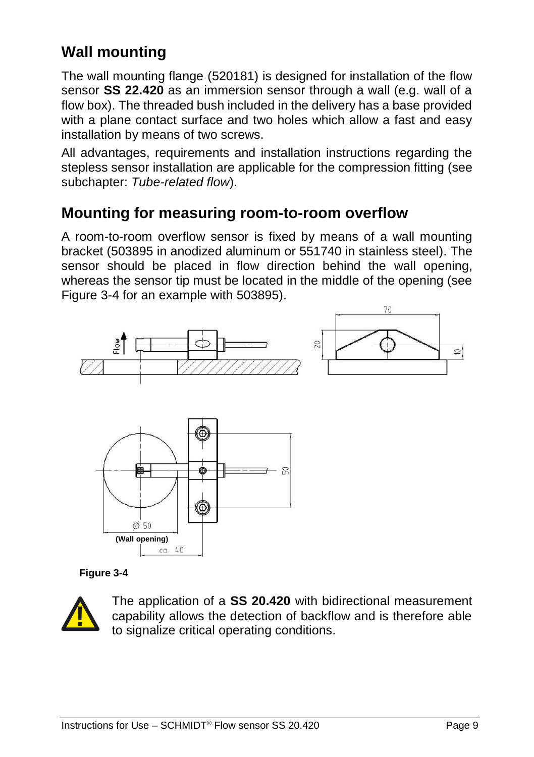## Wall mounting

The wall mounting flange (520181) is designed for installation of the flow sensor **SS 22.420** as an immersion sensor through a wall (e.g. wall of a flow box). The threaded bush included in the delivery has a base provided with a plane contact surface and two holes which allow a fast and easy installation by means of two screws.

All advantages, requirements and installation instructions regarding the stepless sensor installation are applicable for the compression fitting (see subchapter: *Tube-related flow*).

## Mounting for measuring room-to-room overflow

A room-to-room overflow sensor is fixed by means of a wall mounting bracket (503895 in anodized aluminum or 551740 in stainless steel). The sensor should be placed in flow direction behind the wall opening, whereas the sensor tip must be located in the middle of the opening (see Figure 3-4 for an example with 503895).

**Figure 3-4**

The application of a **SS 20.420** with bidirectional measurement capability allows the detection of backflow and is therefore able to signalize critical operating conditions.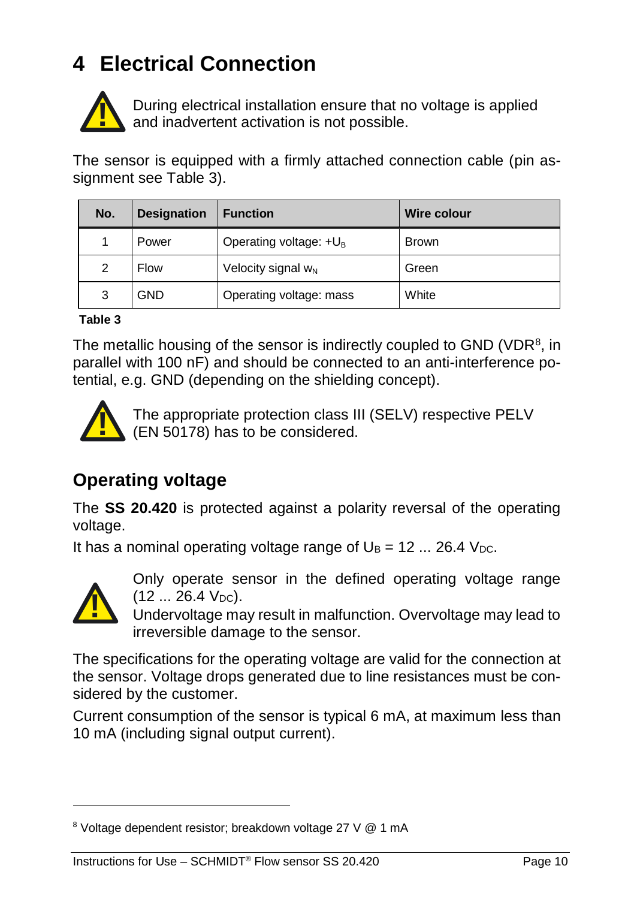# 4 Electrical Connection

During electrical installation ensure that no voltage is applied and inadvertent activation is not possible.

The sensor is equipped with a firmly attached connection cable (pin assignment see Table 3).

| No. | Designation | Function | Wire colour |
|---|---|---|---|
| 1 | Power | Operating voltage: $+U_B$ | Brown |
| 2 | Flow | Velocity signal $w_N$ | Green |
| 3 | GND | Operating voltage: mass | White |

**Table 3**

The metallic housing of the sensor is indirectly coupled to GND (VDR[8], in parallel with 100 nF) and should be connected to an anti-interference potential, e.g. GND (depending on the shielding concept).

The appropriate protection class III (SELV) respective PELV (EN 50178) has to be considered.

## Operating voltage

The **SS 20.420** is protected against a polarity reversal of the operating voltage.

It has a nominal operating voltage range of $U_B$ = 12 ... 26.4 $V_{DC}$.

Only operate sensor in the defined operating voltage range (12 ... 26.4 $V_{DC}$).
Undervoltage may result in malfunction. Overvoltage may lead to irreversible damage to the sensor.

The specifications for the operating voltage are valid for the connection at the sensor. Voltage drops generated due to line resistances must be considered by the customer.

Current consumption of the sensor is typical 6 mA, at maximum less than 10 mA (including signal output current).

[8] Voltage dependent resistor; breakdown voltage 27 V @ 1 mA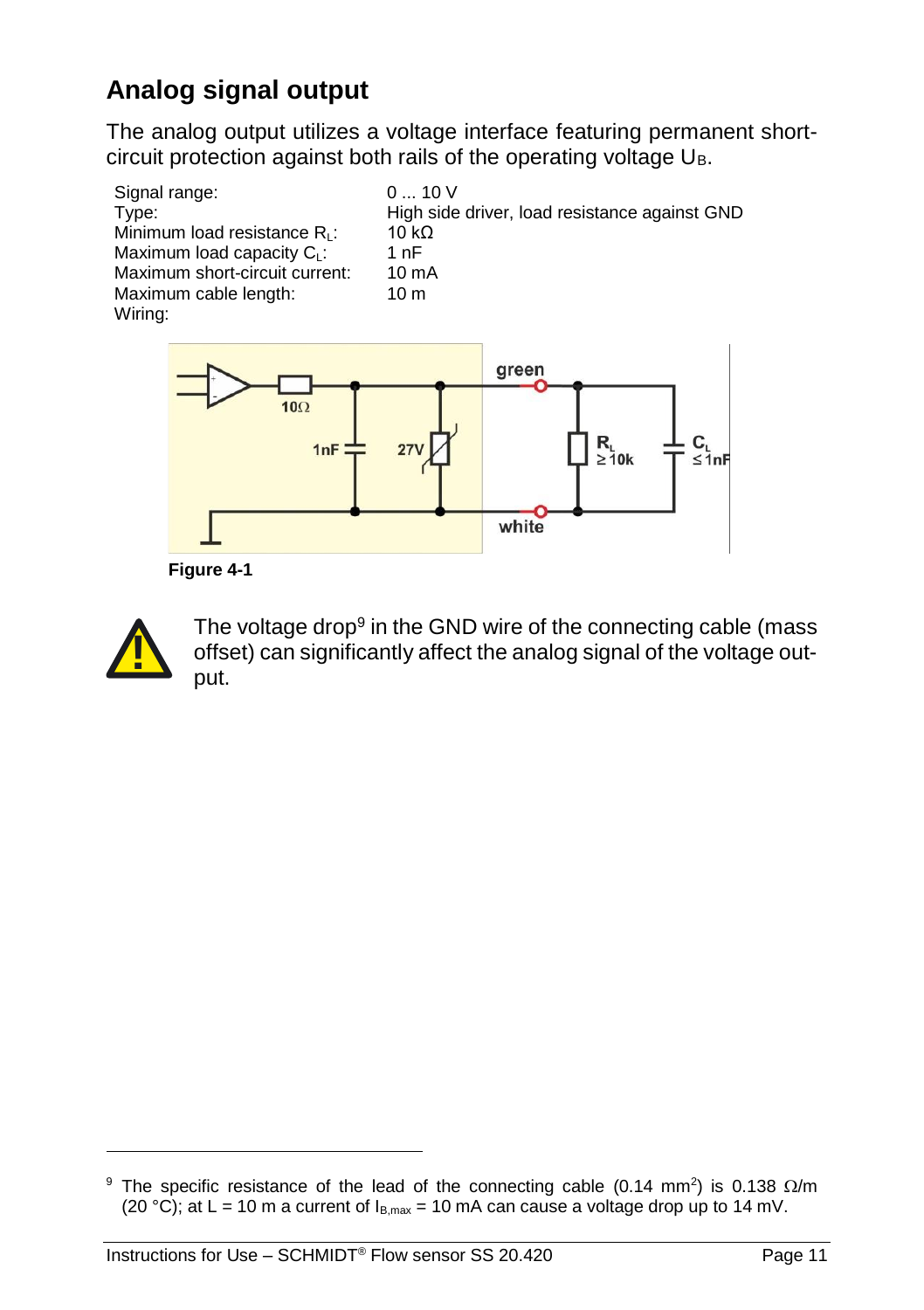## Analog signal output

The analog output utilizes a voltage interface featuring permanent short-circuit protection against both rails of the operating voltage $U_B$.

| | |
|---|---|
| Signal range: | 0 ... 10 V |
| Type: | High side driver, load resistance against GND |
| Minimum load resistance $R_L$: | 10 kΩ |
| Maximum load capacity $C_L$: | 1 nF |
| Maximum short-circuit current: | 10 mA |
| Maximum cable length: | 10 m |
| Wiring: | |

**Figure 4-1**

The voltage drop[9] in the GND wire of the connecting cable (mass offset) can significantly affect the analog signal of the voltage output.

---

[9] The specific resistance of the lead of the connecting cable (0.14 $mm^2$) is 0.138 Ω/m (20 °C); at L = 10 m a current of $I_{B,max}$ = 10 mA can cause a voltage drop up to 14 mV.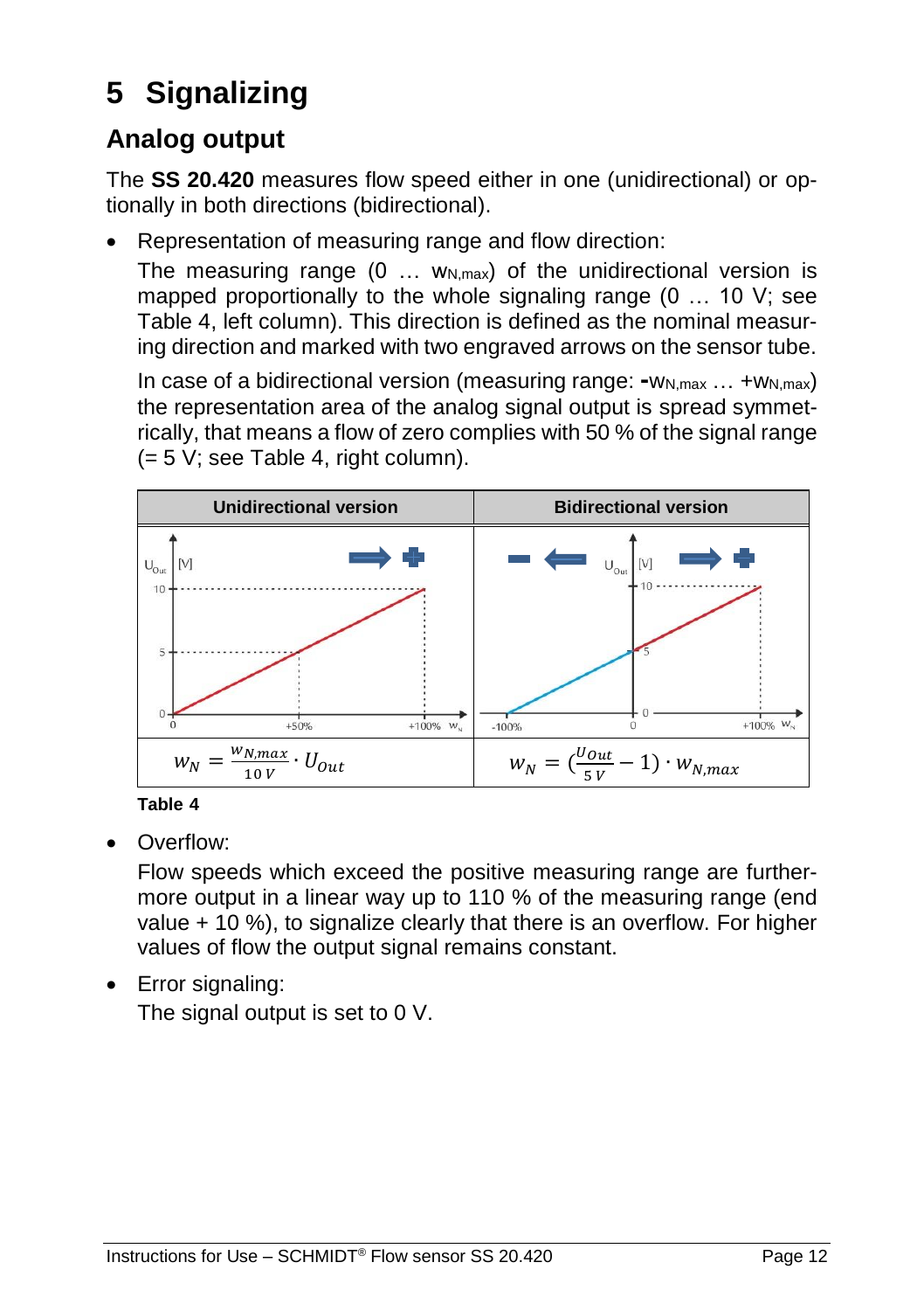# 5 Signalizing

## Analog output

The **SS 20.420** measures flow speed either in one (unidirectional) or optionally in both directions (bidirectional).

- Representation of measuring range and flow direction:

  The measuring range (0 … $w_{N,max}$) of the unidirectional version is mapped proportionally to the whole signaling range (0 … 10 V; see Table 4, left column). This direction is defined as the nominal measuring direction and marked with two engraved arrows on the sensor tube.

  In case of a bidirectional version (measuring range: $-w_{N,max}$ … $+w_{N,max}$) the representation area of the analog signal output is spread symmetrically, that means a flow of zero complies with 50 % of the signal range (= 5 V; see Table 4, right column).

| Unidirectional version | Bidirectional version |
|---|---|
| | |
| $w_N = \frac{w_{N,max}}{10\,V} \cdot U_{Out}$ | $w_N = (\frac{U_{Out}}{5\,V} - 1) \cdot w_{N,max}$ |

**Table 4**

- Overflow:

  Flow speeds which exceed the positive measuring range are furthermore output in a linear way up to 110 % of the measuring range (end value + 10 %), to signalize clearly that there is an overflow. For higher values of flow the output signal remains constant.

- Error signaling:

  The signal output is set to 0 V.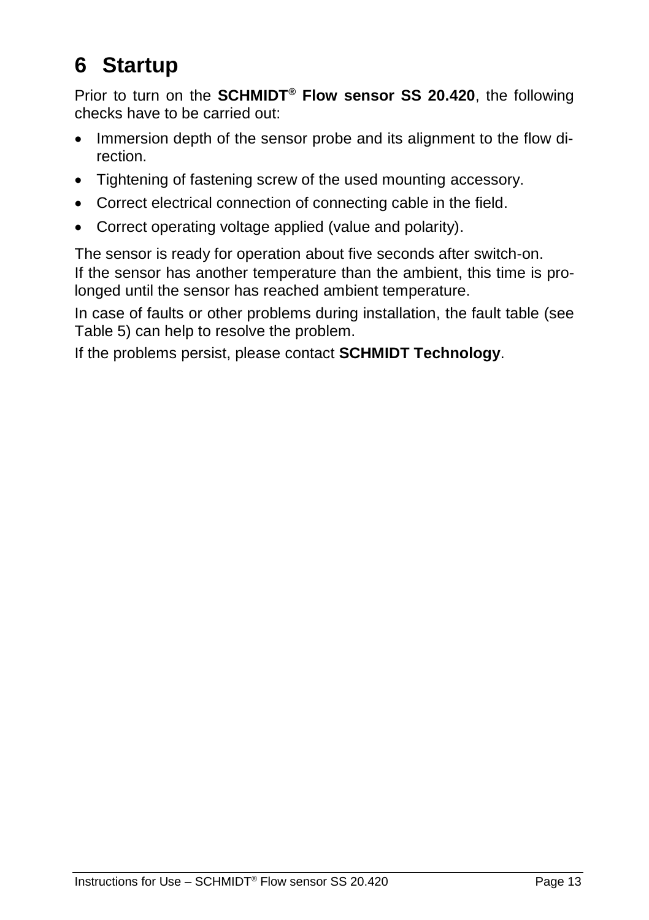# 6 Startup

Prior to turn on the **SCHMIDT® Flow sensor SS 20.420**, the following checks have to be carried out:

- Immersion depth of the sensor probe and its alignment to the flow direction.
- Tightening of fastening screw of the used mounting accessory.
- Correct electrical connection of connecting cable in the field.
- Correct operating voltage applied (value and polarity).

The sensor is ready for operation about five seconds after switch-on.
If the sensor has another temperature than the ambient, this time is prolonged until the sensor has reached ambient temperature.

In case of faults or other problems during installation, the fault table (see Table 5) can help to resolve the problem.

If the problems persist, please contact **SCHMIDT Technology**.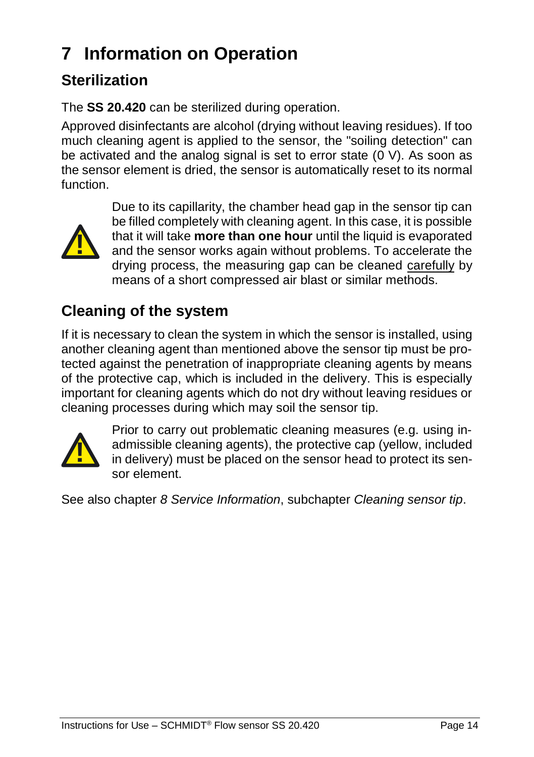# 7 Information on Operation

## Sterilization

The **SS 20.420** can be sterilized during operation.

Approved disinfectants are alcohol (drying without leaving residues). If too much cleaning agent is applied to the sensor, the "soiling detection" can be activated and the analog signal is set to error state (0 V). As soon as the sensor element is dried, the sensor is automatically reset to its normal function.

Due to its capillarity, the chamber head gap in the sensor tip can be filled completely with cleaning agent. In this case, it is possible that it will take **more than one hour** until the liquid is evaporated and the sensor works again without problems. To accelerate the drying process, the measuring gap can be cleaned carefully by means of a short compressed air blast or similar methods.

## Cleaning of the system

If it is necessary to clean the system in which the sensor is installed, using another cleaning agent than mentioned above the sensor tip must be protected against the penetration of inappropriate cleaning agents by means of the protective cap, which is included in the delivery. This is especially important for cleaning agents which do not dry without leaving residues or cleaning processes during which may soil the sensor tip.

Prior to carry out problematic cleaning measures (e.g. using inadmissible cleaning agents), the protective cap (yellow, included in delivery) must be placed on the sensor head to protect its sensor element.

See also chapter *8 Service Information*, subchapter *Cleaning sensor tip*.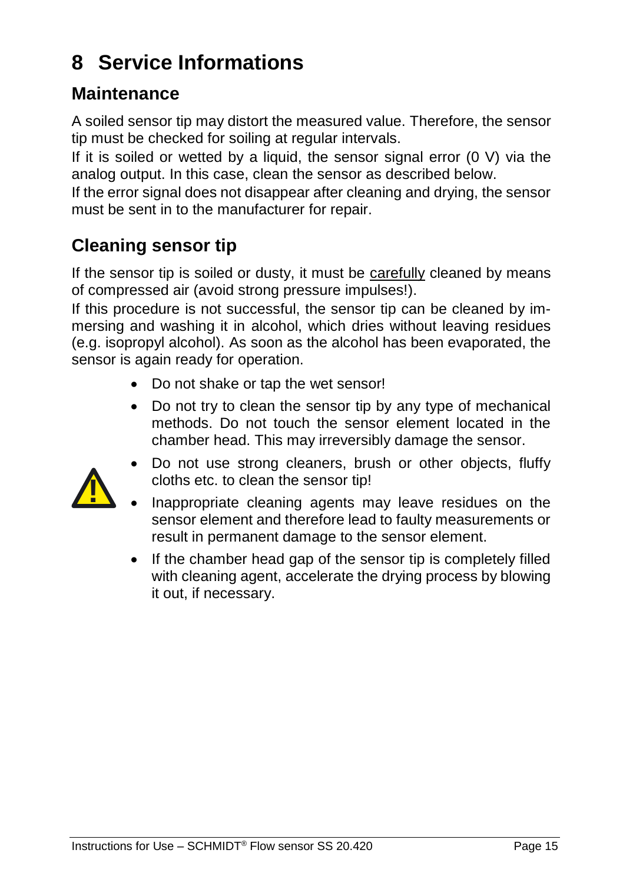# 8 Service Informations

## Maintenance

A soiled sensor tip may distort the measured value. Therefore, the sensor tip must be checked for soiling at regular intervals.

If it is soiled or wetted by a liquid, the sensor signal error (0 V) via the analog output. In this case, clean the sensor as described below.

If the error signal does not disappear after cleaning and drying, the sensor must be sent in to the manufacturer for repair.

## Cleaning sensor tip

If the sensor tip is soiled or dusty, it must be carefully cleaned by means of compressed air (avoid strong pressure impulses!).

If this procedure is not successful, the sensor tip can be cleaned by immersing and washing it in alcohol, which dries without leaving residues (e.g. isopropyl alcohol). As soon as the alcohol has been evaporated, the sensor is again ready for operation.

- Do not shake or tap the wet sensor!
- Do not try to clean the sensor tip by any type of mechanical methods. Do not touch the sensor element located in the chamber head. This may irreversibly damage the sensor.
- Do not use strong cleaners, brush or other objects, fluffy cloths etc. to clean the sensor tip!
- Inappropriate cleaning agents may leave residues on the sensor element and therefore lead to faulty measurements or result in permanent damage to the sensor element.
- If the chamber head gap of the sensor tip is completely filled with cleaning agent, accelerate the drying process by blowing it out, if necessary.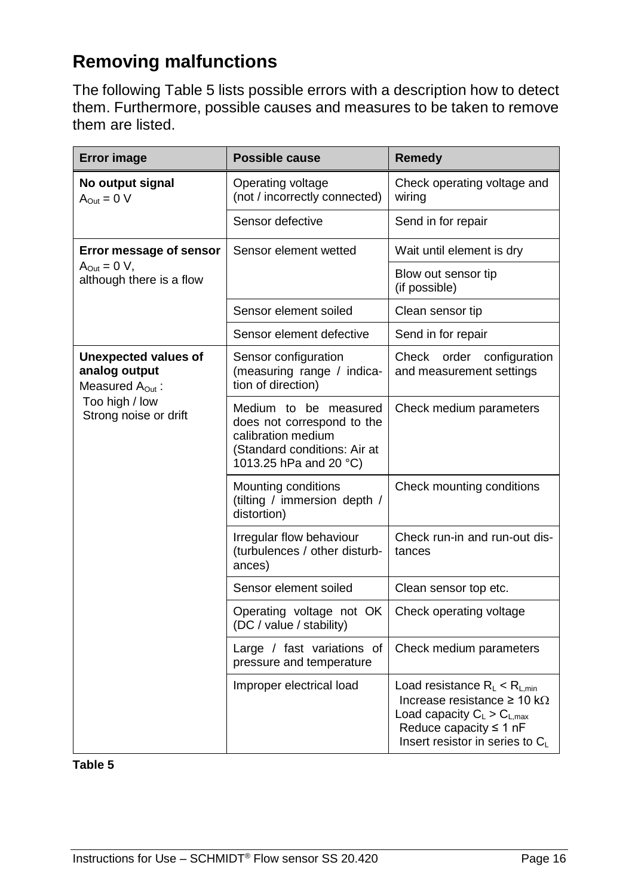# Removing malfunctions

The following Table 5 lists possible errors with a description how to detect them. Furthermore, possible causes and measures to be taken to remove them are listed.

| Error image | Possible cause | Remedy |
|---|---|---|
| **No output signal**<br>$A_{Out}$ = 0 V | Operating voltage (not / incorrectly connected) | Check operating voltage and wiring |
| | Sensor defective | Send in for repair |
| **Error message of sensor**<br>$A_{Out}$ = 0 V, although there is a flow | Sensor element wetted | Wait until element is dry |
| | | Blow out sensor tip (if possible) |
| | Sensor element soiled | Clean sensor tip |
| | Sensor element defective | Send in for repair |
| **Unexpected values of analog output**<br>Measured $A_{Out}$ :<br>Too high / low<br>Strong noise or drift | Sensor configuration (measuring range / indication of direction) | Check order configuration and measurement settings |
| | Medium to be measured does not correspond to the calibration medium (Standard conditions: Air at 1013.25 hPa and 20 °C) | Check medium parameters |
| | Mounting conditions (tilting / immersion depth / distortion) | Check mounting conditions |
| | Irregular flow behaviour (turbulences / other disturbances) | Check run-in and run-out distances |
| | Sensor element soiled | Clean sensor top etc. |
| | Operating voltage not OK (DC / value / stability) | Check operating voltage |
| | Large / fast variations of pressure and temperature | Check medium parameters |
| | Improper electrical load | Load resistance $R_L < R_{L,min}$<br>Increase resistance ≥ 10 kΩ<br>Load capacity $C_L > C_{L,max}$<br>Reduce capacity ≤ 1 nF<br>Insert resistor in series to $C_L$ |

**Table 5**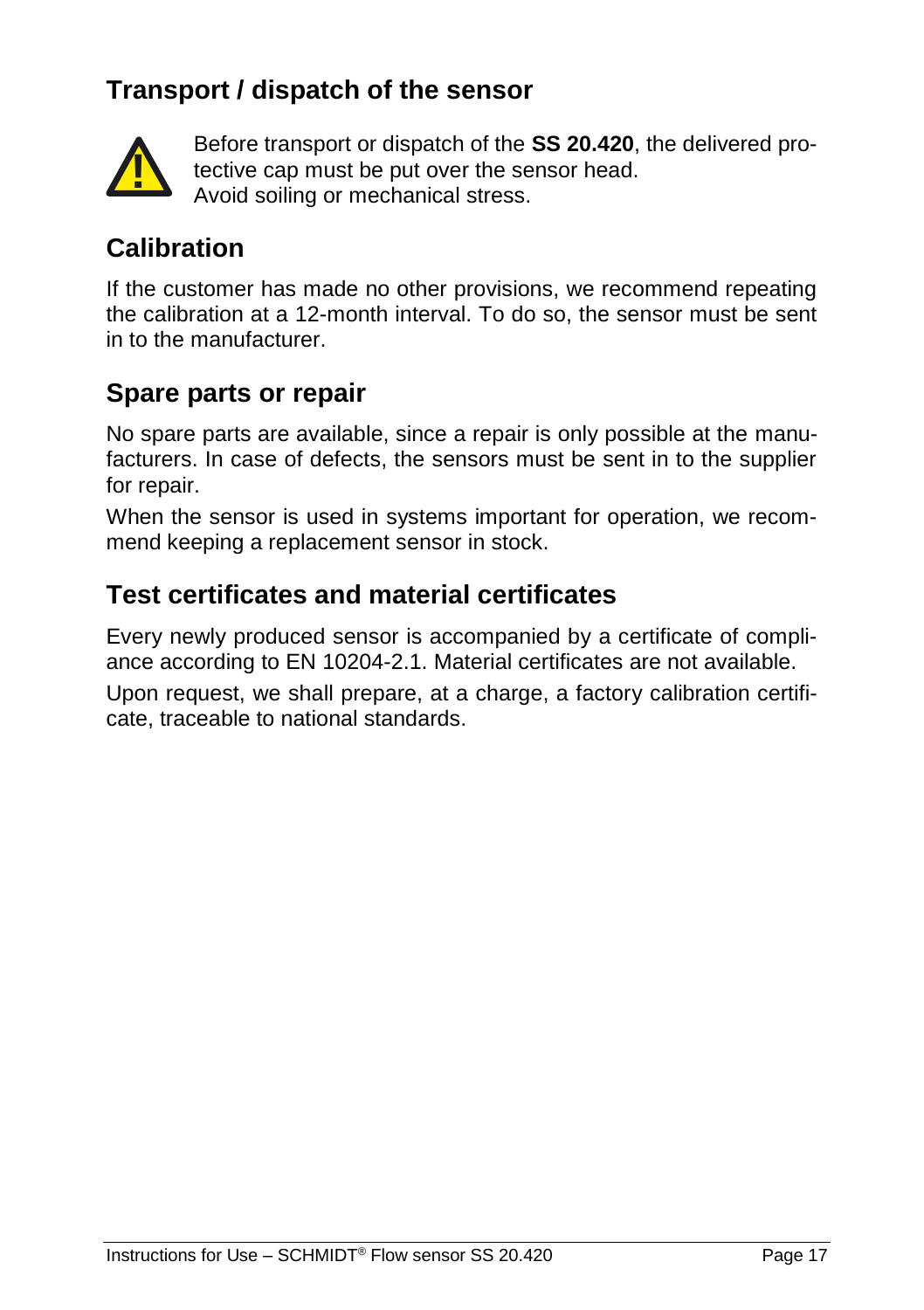## Transport / dispatch of the sensor

Before transport or dispatch of the **SS 20.420**, the delivered protective cap must be put over the sensor head.
Avoid soiling or mechanical stress.

## Calibration

If the customer has made no other provisions, we recommend repeating the calibration at a 12-month interval. To do so, the sensor must be sent in to the manufacturer.

## Spare parts or repair

No spare parts are available, since a repair is only possible at the manufacturers. In case of defects, the sensors must be sent in to the supplier for repair.

When the sensor is used in systems important for operation, we recommend keeping a replacement sensor in stock.

## Test certificates and material certificates

Every newly produced sensor is accompanied by a certificate of compliance according to EN 10204-2.1. Material certificates are not available.

Upon request, we shall prepare, at a charge, a factory calibration certificate, traceable to national standards.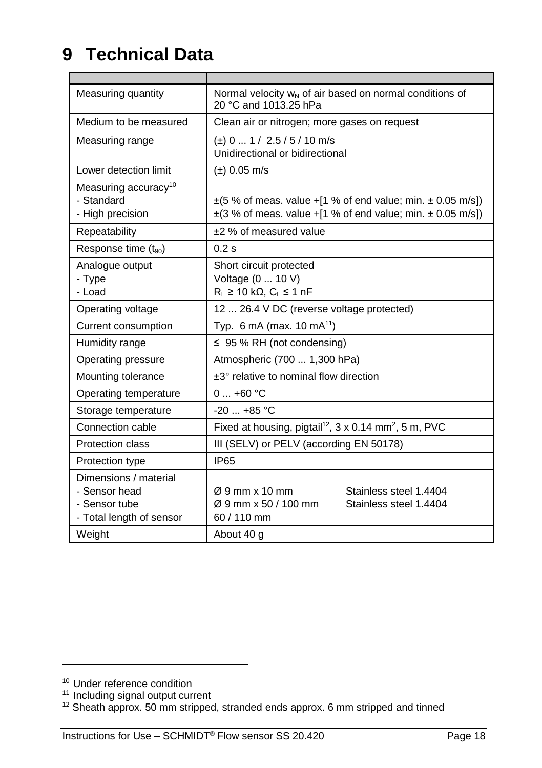# 9 Technical Data

| | |
|---|---|
| Measuring quantity | Normal velocity $w_N$ of air based on normal conditions of 20 °C and 1013.25 hPa |
| Medium to be measured | Clean air or nitrogen; more gases on request |
| Measuring range | (±) 0 ... 1 / 2.5 / 5 / 10 m/s<br>Unidirectional or bidirectional |
| Lower detection limit | (±) 0.05 m/s |
| Measuring accuracy[10]<br>- Standard<br>- High precision | <br>±(5 % of meas. value +[1 % of end value; min. ± 0.05 m/s])<br>±(3 % of meas. value +[1 % of end value; min. ± 0.05 m/s]) |
| Repeatability | ±2 % of measured value |
| Response time ($t_{90}$) | 0.2 s |
| Analogue output<br>- Type<br>- Load | Short circuit protected<br>Voltage (0 ... 10 V)<br>$R_L$ ≥ 10 kΩ, $C_L$ ≤ 1 nF |
| Operating voltage | 12 ... 26.4 V DC (reverse voltage protected) |
| Current consumption | Typ. 6 mA (max. 10 mA[11]) |
| Humidity range | ≤ 95 % RH (not condensing) |
| Operating pressure | Atmospheric (700 ... 1,300 hPa) |
| Mounting tolerance | ±3° relative to nominal flow direction |
| Operating temperature | 0 ... +60 °C |
| Storage temperature | -20 ... +85 °C |
| Connection cable | Fixed at housing, pigtail[12], 3 x 0.14 mm², 5 m, PVC |
| Protection class | III (SELV) or PELV (according EN 50178) |
| Protection type | IP65 |
| Dimensions / material<br>- Sensor head<br>- Sensor tube<br>- Total length of sensor | <br>Ø 9 mm x 10 mm — Stainless steel 1.4404<br>Ø 9 mm x 50 / 100 mm — Stainless steel 1.4404<br>60 / 110 mm |
| Weight | About 40 g |

[10] Under reference condition
[11] Including signal output current
[12] Sheath approx. 50 mm stripped, stranded ends approx. 6 mm stripped and tinned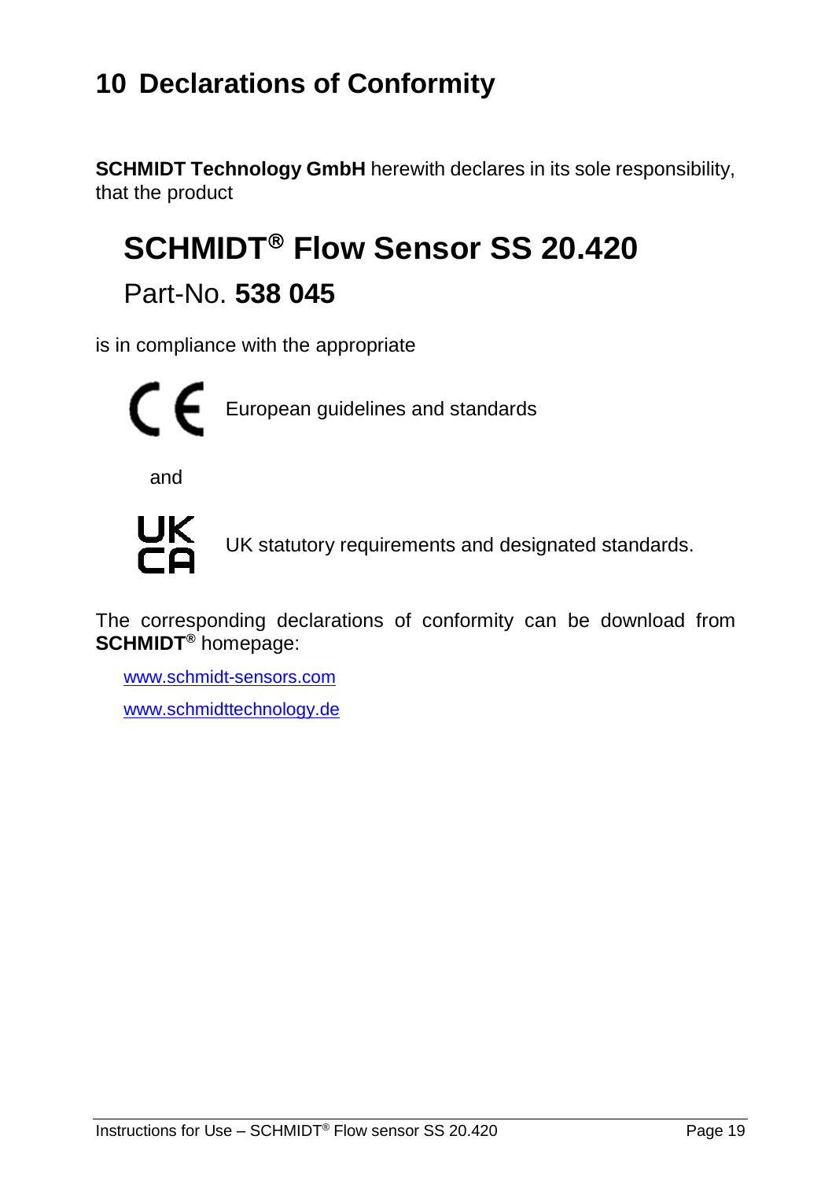# 10 Declarations of Conformity

**SCHMIDT Technology GmbH** herewith declares in its sole responsibility, that the product

## SCHMIDT® Flow Sensor SS 20.420

Part-No. **538 045**

is in compliance with the appropriate

CE European guidelines and standards

and

UKCA UK statutory requirements and designated standards.

The corresponding declarations of conformity can be download from **SCHMIDT®** homepage:

www.schmidt-sensors.com

www.schmidttechnology.de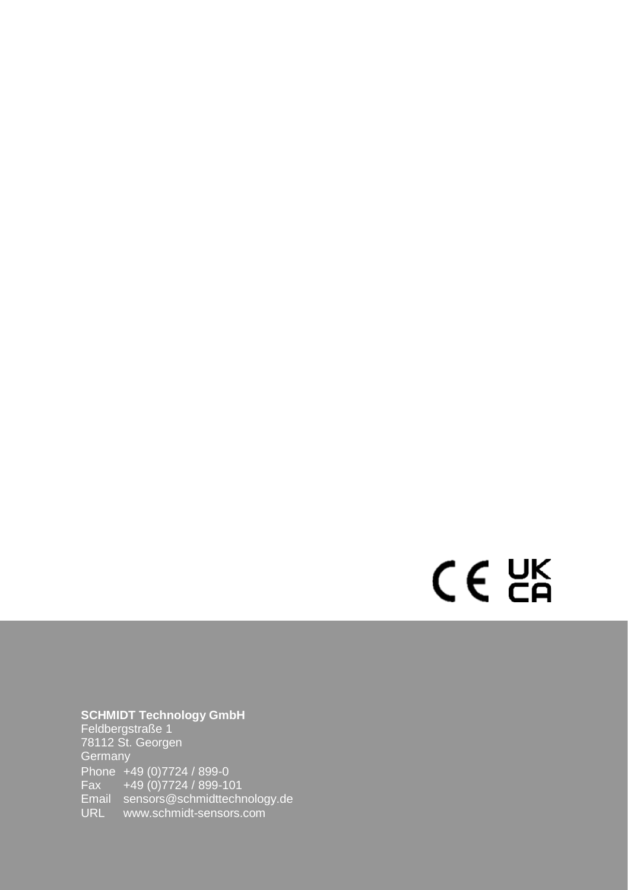CE UKCA

**SCHMIDT Technology GmbH**
Feldbergstraße 1
78112 St. Georgen
Germany
Phone +49 (0)7724 / 899-0
Fax +49 (0)7724 / 899-101
Email sensors@schmidttechnology.de
URL www.schmidt-sensors.com